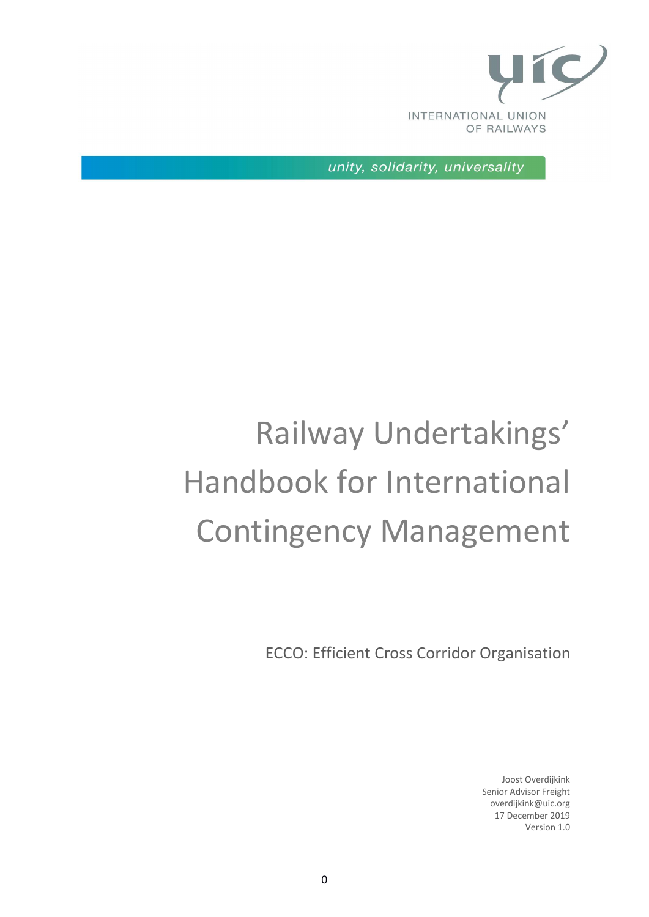INTERNATIONAL UNION
OF RAILWAYS

*unity, solidarity, universality*

# Railway Undertakings' Handbook for International Contingency Management

ECCO: Efficient Cross Corridor Organisation

Joost Overdijkink
Senior Advisor Freight
overdijkink@uic.org
17 December 2019
Version 1.0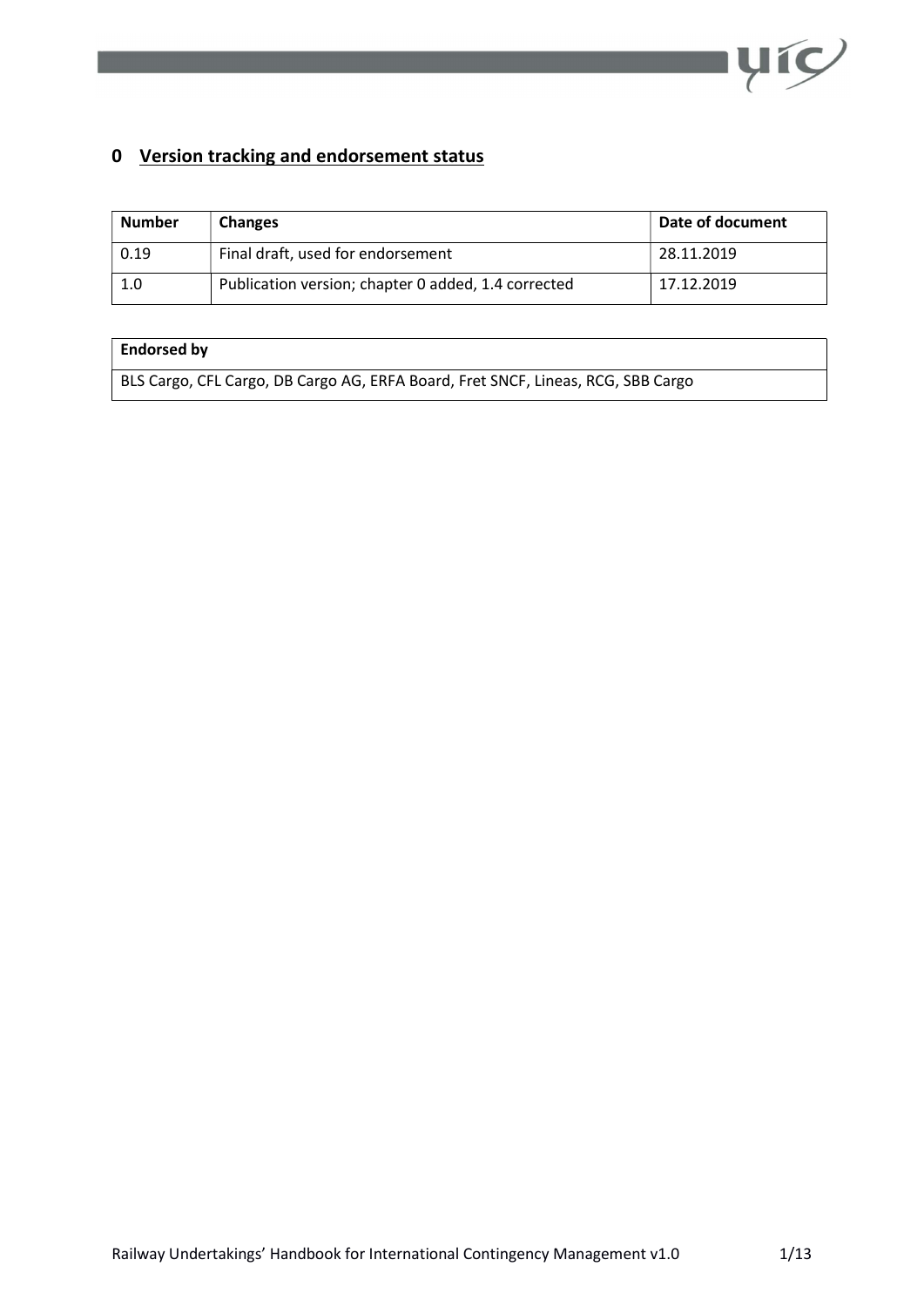# 0 Version tracking and endorsement status

| Number | Changes | Date of document |
| --- | --- | --- |
| 0.19 | Final draft, used for endorsement | 28.11.2019 |
| 1.0 | Publication version; chapter 0 added, 1.4 corrected | 17.12.2019 |

| Endorsed by |
| --- |
| BLS Cargo, CFL Cargo, DB Cargo AG, ERFA Board, Fret SNCF, Lineas, RCG, SBB Cargo |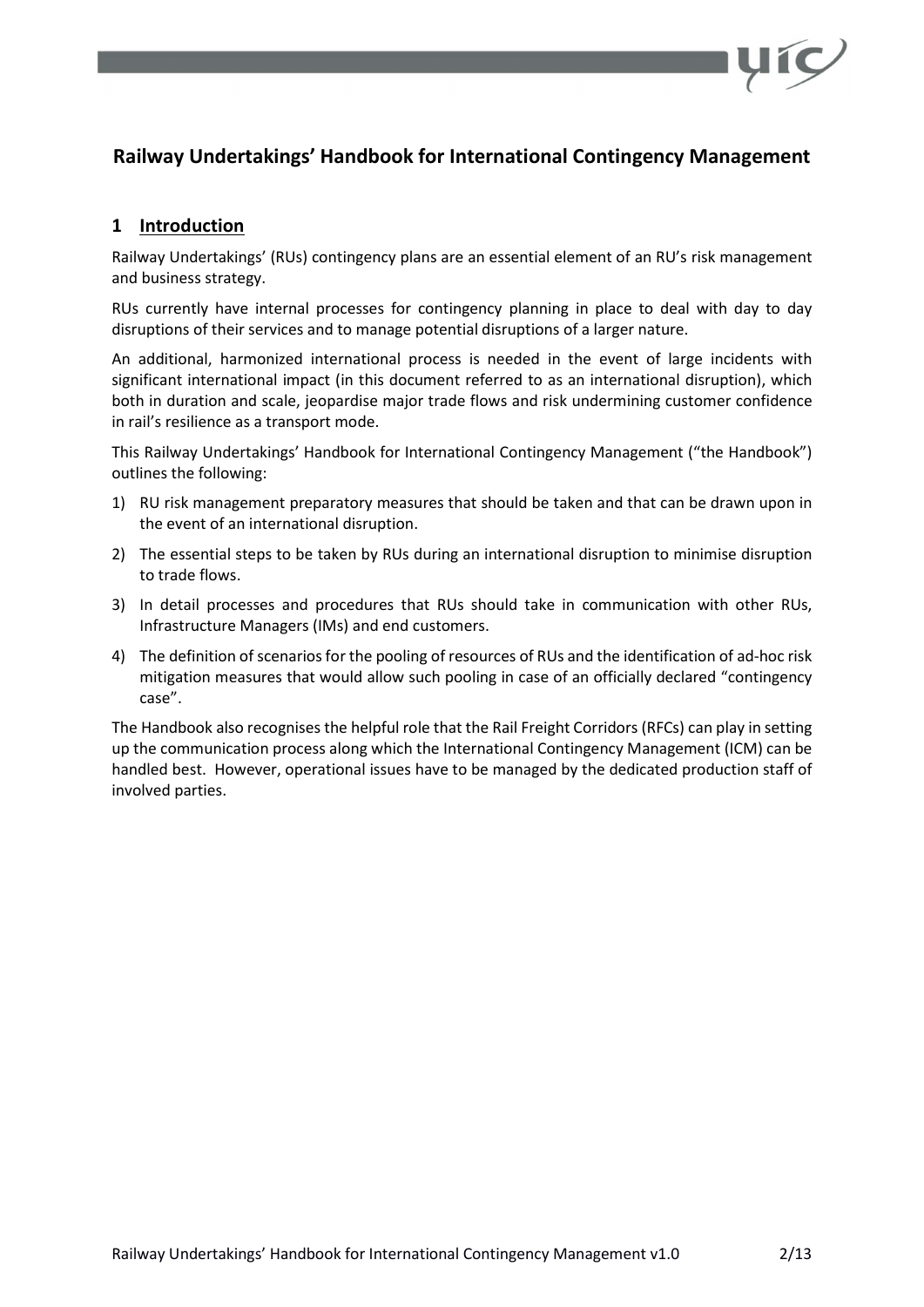## Railway Undertakings' Handbook for International Contingency Management

## 1 Introduction

Railway Undertakings' (RUs) contingency plans are an essential element of an RU's risk management and business strategy.

RUs currently have internal processes for contingency planning in place to deal with day to day disruptions of their services and to manage potential disruptions of a larger nature.

An additional, harmonized international process is needed in the event of large incidents with significant international impact (in this document referred to as an international disruption), which both in duration and scale, jeopardise major trade flows and risk undermining customer confidence in rail's resilience as a transport mode.

This Railway Undertakings' Handbook for International Contingency Management ("the Handbook") outlines the following:

1) RU risk management preparatory measures that should be taken and that can be drawn upon in the event of an international disruption.
2) The essential steps to be taken by RUs during an international disruption to minimise disruption to trade flows.
3) In detail processes and procedures that RUs should take in communication with other RUs, Infrastructure Managers (IMs) and end customers.
4) The definition of scenarios for the pooling of resources of RUs and the identification of ad-hoc risk mitigation measures that would allow such pooling in case of an officially declared "contingency case".

The Handbook also recognises the helpful role that the Rail Freight Corridors (RFCs) can play in setting up the communication process along which the International Contingency Management (ICM) can be handled best. However, operational issues have to be managed by the dedicated production staff of involved parties.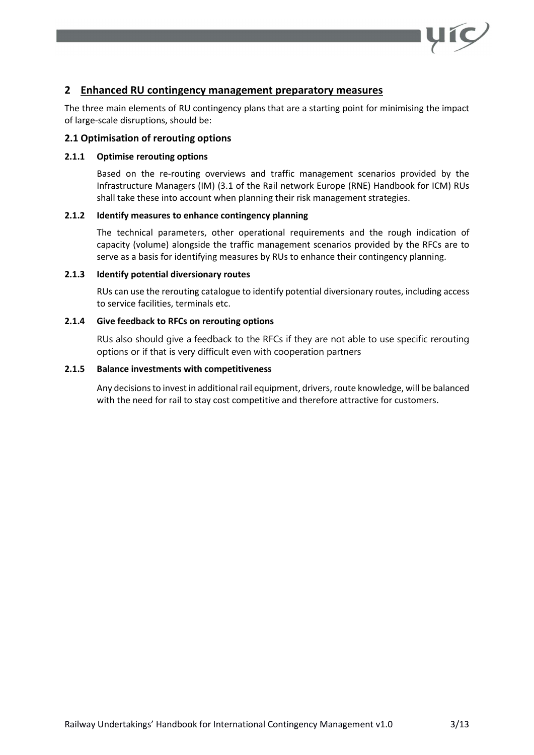## 2 Enhanced RU contingency management preparatory measures

The three main elements of RU contingency plans that are a starting point for minimising the impact of large-scale disruptions, should be:

### 2.1 Optimisation of rerouting options

#### 2.1.1 Optimise rerouting options

Based on the re-routing overviews and traffic management scenarios provided by the Infrastructure Managers (IM) (3.1 of the Rail network Europe (RNE) Handbook for ICM) RUs shall take these into account when planning their risk management strategies.

#### 2.1.2 Identify measures to enhance contingency planning

The technical parameters, other operational requirements and the rough indication of capacity (volume) alongside the traffic management scenarios provided by the RFCs are to serve as a basis for identifying measures by RUs to enhance their contingency planning.

#### 2.1.3 Identify potential diversionary routes

RUs can use the rerouting catalogue to identify potential diversionary routes, including access to service facilities, terminals etc.

#### 2.1.4 Give feedback to RFCs on rerouting options

RUs also should give a feedback to the RFCs if they are not able to use specific rerouting options or if that is very difficult even with cooperation partners

#### 2.1.5 Balance investments with competitiveness

Any decisions to invest in additional rail equipment, drivers, route knowledge, will be balanced with the need for rail to stay cost competitive and therefore attractive for customers.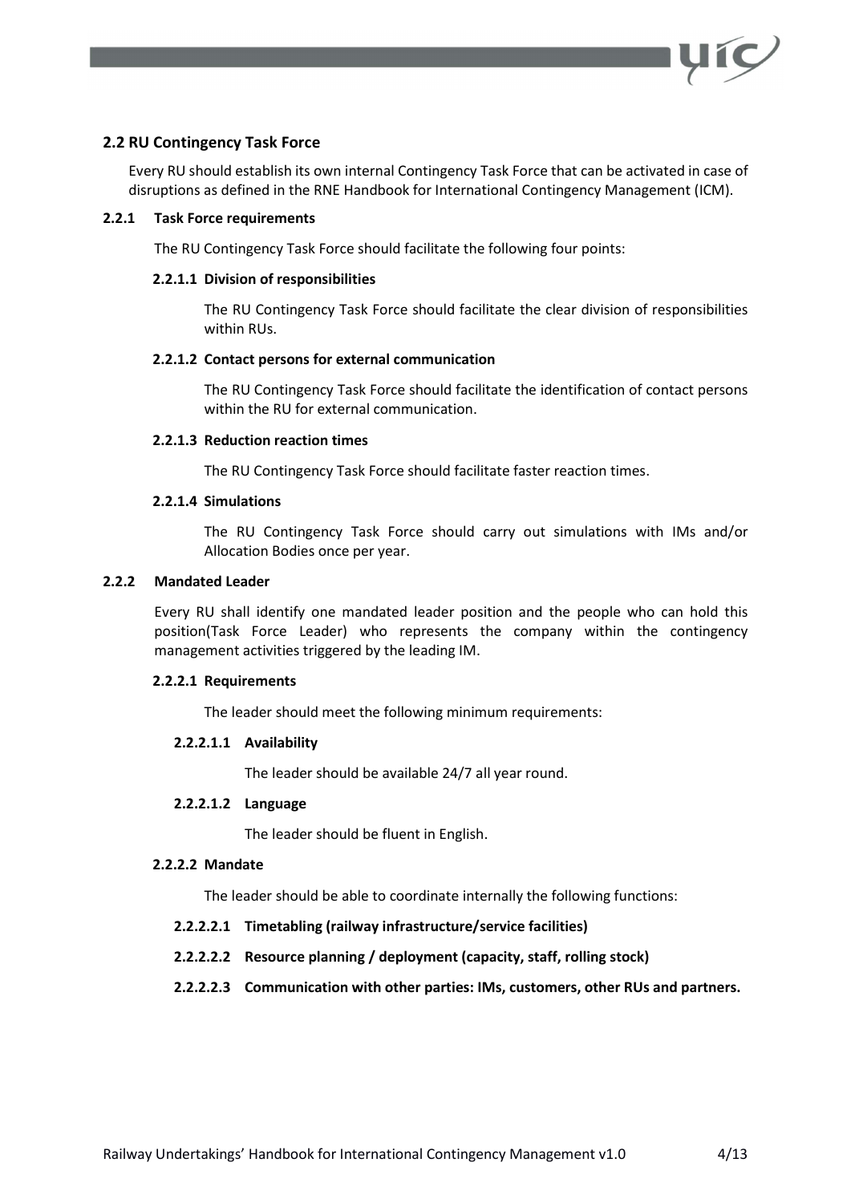## 2.2 RU Contingency Task Force

Every RU should establish its own internal Contingency Task Force that can be activated in case of disruptions as defined in the RNE Handbook for International Contingency Management (ICM).

### 2.2.1 Task Force requirements

The RU Contingency Task Force should facilitate the following four points:

#### 2.2.1.1 Division of responsibilities

The RU Contingency Task Force should facilitate the clear division of responsibilities within RUs.

#### 2.2.1.2 Contact persons for external communication

The RU Contingency Task Force should facilitate the identification of contact persons within the RU for external communication.

#### 2.2.1.3 Reduction reaction times

The RU Contingency Task Force should facilitate faster reaction times.

#### 2.2.1.4 Simulations

The RU Contingency Task Force should carry out simulations with IMs and/or Allocation Bodies once per year.

### 2.2.2 Mandated Leader

Every RU shall identify one mandated leader position and the people who can hold this position(Task Force Leader) who represents the company within the contingency management activities triggered by the leading IM.

#### 2.2.2.1 Requirements

The leader should meet the following minimum requirements:

##### 2.2.2.1.1 Availability

The leader should be available 24/7 all year round.

##### 2.2.2.1.2 Language

The leader should be fluent in English.

#### 2.2.2.2 Mandate

The leader should be able to coordinate internally the following functions:

##### 2.2.2.2.1 Timetabling (railway infrastructure/service facilities)

##### 2.2.2.2.2 Resource planning / deployment (capacity, staff, rolling stock)

##### 2.2.2.2.3 Communication with other parties: IMs, customers, other RUs and partners.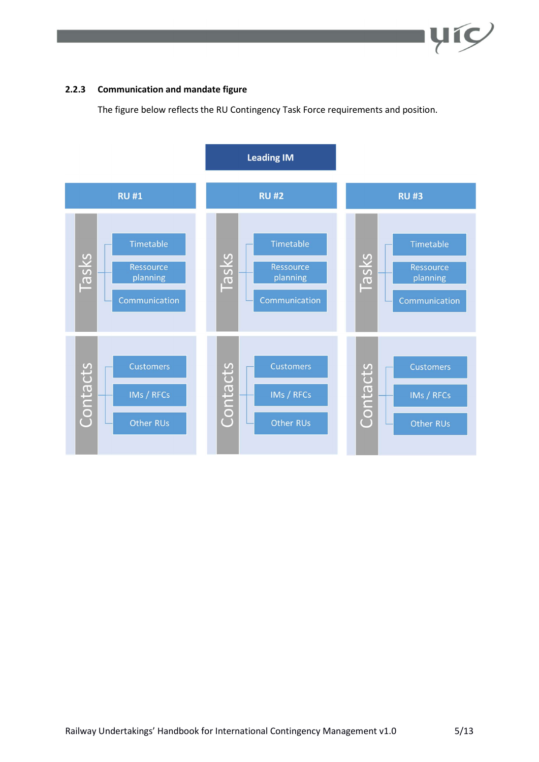### 2.2.3 Communication and mandate figure

The figure below reflects the RU Contingency Task Force requirements and position.

Leading IM

RU #1

Tasks

Timetable

Ressource planning

Communication

Contacts

Customers

IMs / RFCs

Other RUs

RU #2

Tasks

Timetable

Ressource planning

Communication

Contacts

Customers

IMs / RFCs

Other RUs

RU #3

Tasks

Timetable

Ressource planning

Communication

Contacts

Customers

IMs / RFCs

Other RUs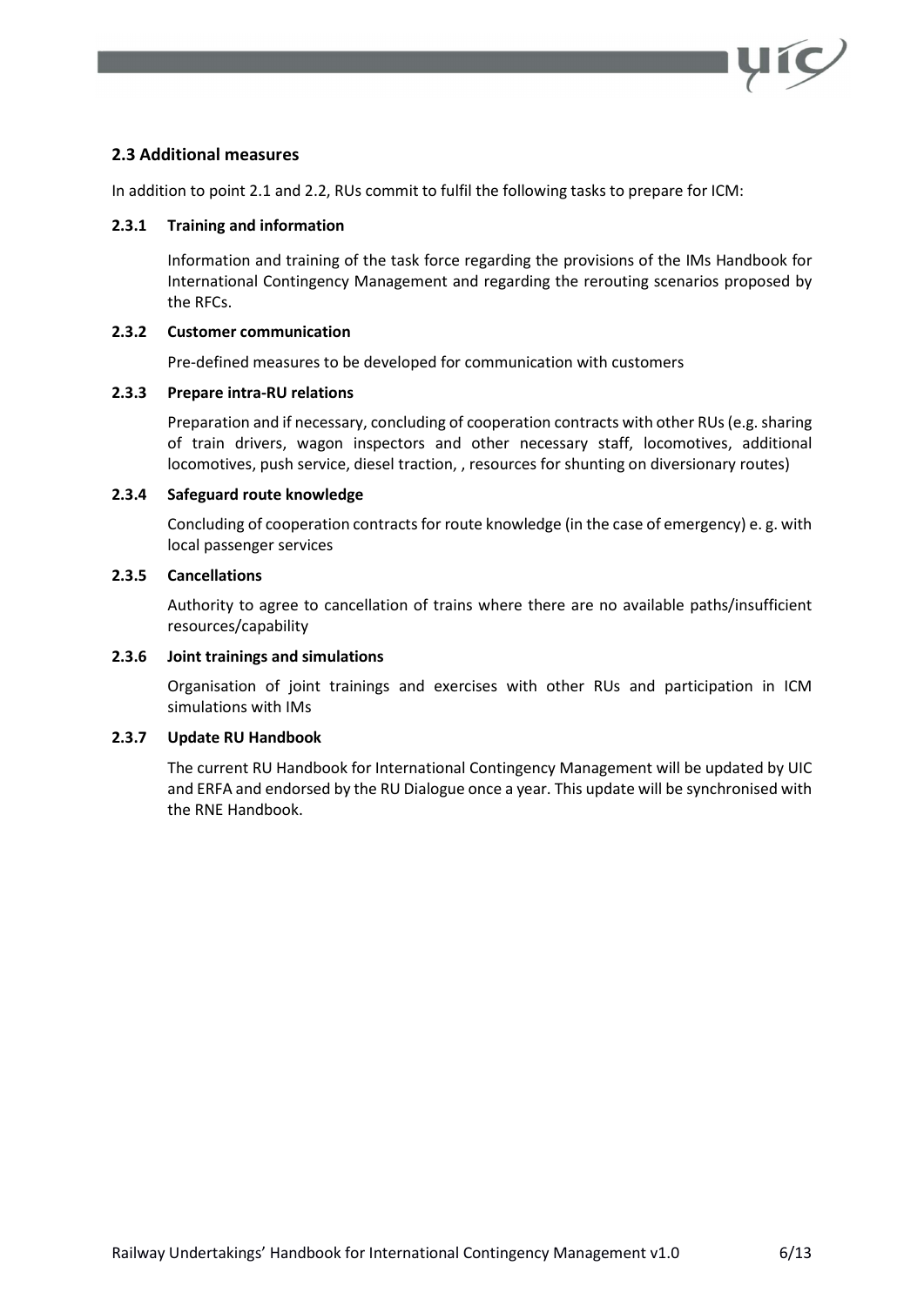## 2.3 Additional measures

In addition to point 2.1 and 2.2, RUs commit to fulfil the following tasks to prepare for ICM:

### 2.3.1 Training and information

Information and training of the task force regarding the provisions of the IMs Handbook for International Contingency Management and regarding the rerouting scenarios proposed by the RFCs.

### 2.3.2 Customer communication

Pre-defined measures to be developed for communication with customers

### 2.3.3 Prepare intra-RU relations

Preparation and if necessary, concluding of cooperation contracts with other RUs (e.g. sharing of train drivers, wagon inspectors and other necessary staff, locomotives, additional locomotives, push service, diesel traction, , resources for shunting on diversionary routes)

### 2.3.4 Safeguard route knowledge

Concluding of cooperation contracts for route knowledge (in the case of emergency) e. g. with local passenger services

### 2.3.5 Cancellations

Authority to agree to cancellation of trains where there are no available paths/insufficient resources/capability

### 2.3.6 Joint trainings and simulations

Organisation of joint trainings and exercises with other RUs and participation in ICM simulations with IMs

### 2.3.7 Update RU Handbook

The current RU Handbook for International Contingency Management will be updated by UIC and ERFA and endorsed by the RU Dialogue once a year. This update will be synchronised with the RNE Handbook.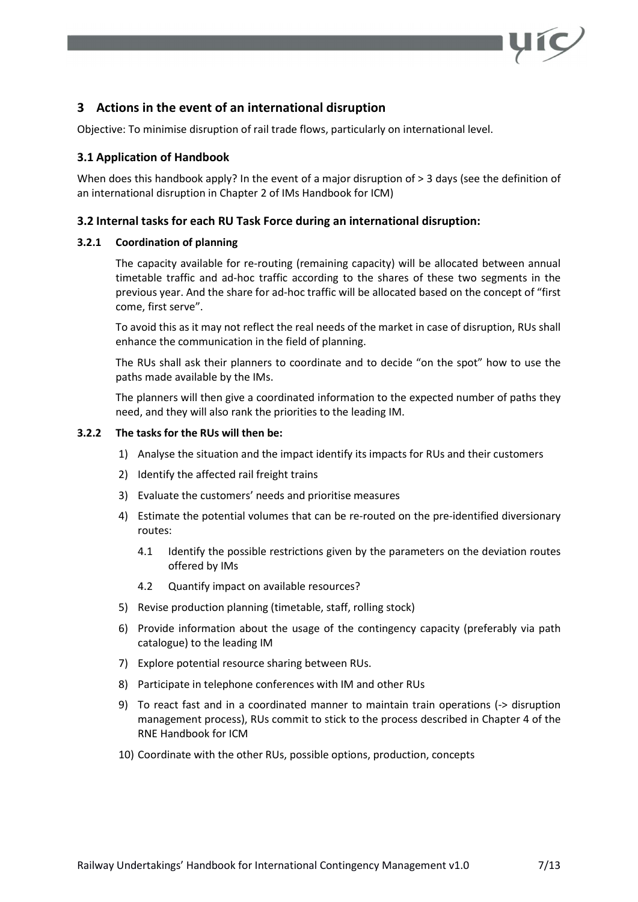# 3 Actions in the event of an international disruption

Objective: To minimise disruption of rail trade flows, particularly on international level.

## 3.1 Application of Handbook

When does this handbook apply? In the event of a major disruption of > 3 days (see the definition of an international disruption in Chapter 2 of IMs Handbook for ICM)

## 3.2 Internal tasks for each RU Task Force during an international disruption:

### 3.2.1 Coordination of planning

The capacity available for re-routing (remaining capacity) will be allocated between annual timetable traffic and ad-hoc traffic according to the shares of these two segments in the previous year. And the share for ad-hoc traffic will be allocated based on the concept of "first come, first serve".

To avoid this as it may not reflect the real needs of the market in case of disruption, RUs shall enhance the communication in the field of planning.

The RUs shall ask their planners to coordinate and to decide "on the spot" how to use the paths made available by the IMs.

The planners will then give a coordinated information to the expected number of paths they need, and they will also rank the priorities to the leading IM.

### 3.2.2 The tasks for the RUs will then be:

1) Analyse the situation and the impact identify its impacts for RUs and their customers
2) Identify the affected rail freight trains
3) Evaluate the customers' needs and prioritise measures
4) Estimate the potential volumes that can be re-routed on the pre-identified diversionary routes:
   - 4.1 Identify the possible restrictions given by the parameters on the deviation routes offered by IMs
   - 4.2 Quantify impact on available resources?
5) Revise production planning (timetable, staff, rolling stock)
6) Provide information about the usage of the contingency capacity (preferably via path catalogue) to the leading IM
7) Explore potential resource sharing between RUs.
8) Participate in telephone conferences with IM and other RUs
9) To react fast and in a coordinated manner to maintain train operations (-> disruption management process), RUs commit to stick to the process described in Chapter 4 of the RNE Handbook for ICM
10) Coordinate with the other RUs, possible options, production, concepts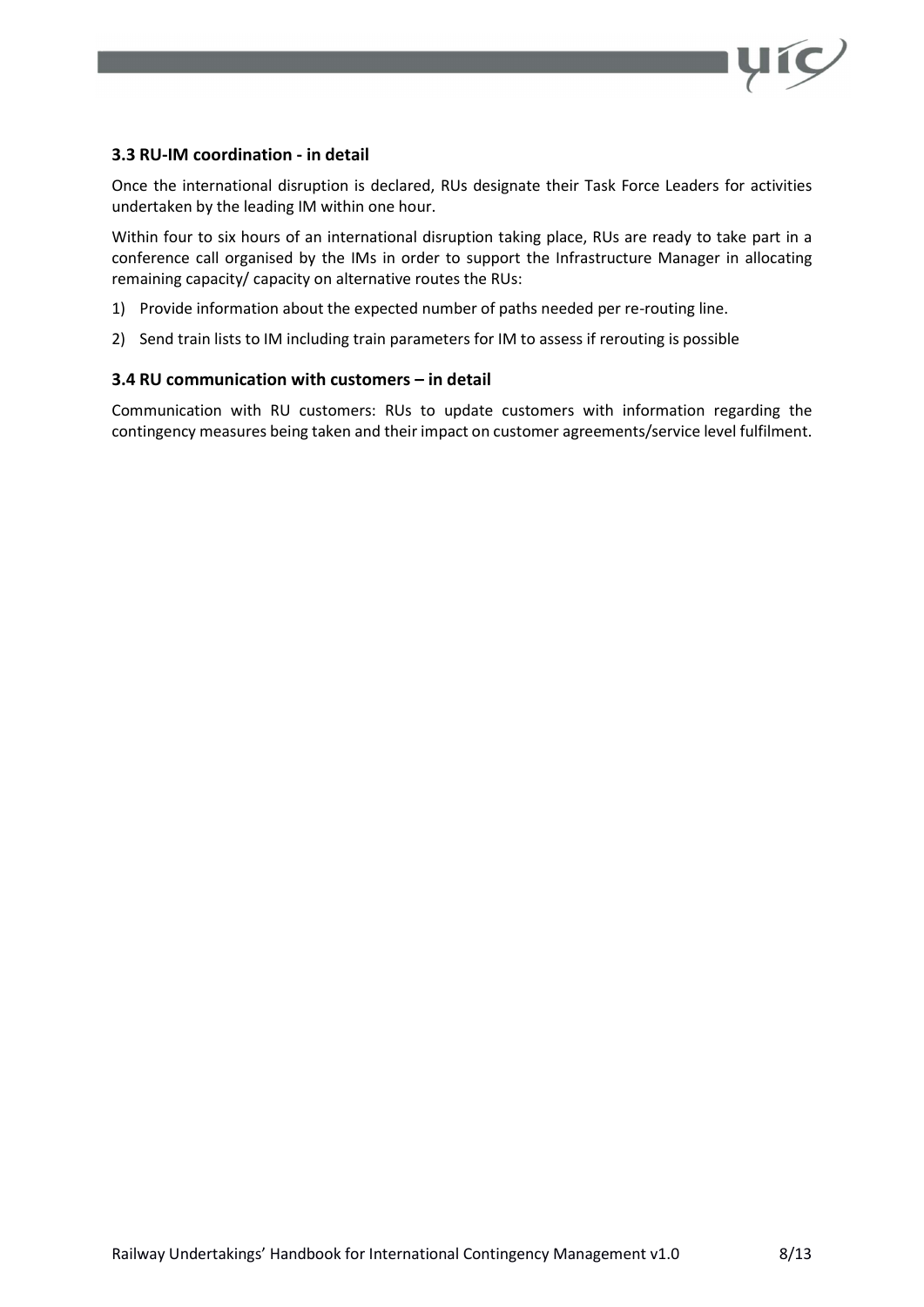### 3.3 RU-IM coordination - in detail

Once the international disruption is declared, RUs designate their Task Force Leaders for activities undertaken by the leading IM within one hour.

Within four to six hours of an international disruption taking place, RUs are ready to take part in a conference call organised by the IMs in order to support the Infrastructure Manager in allocating remaining capacity/ capacity on alternative routes the RUs:

1) Provide information about the expected number of paths needed per re-routing line.
2) Send train lists to IM including train parameters for IM to assess if rerouting is possible

### 3.4 RU communication with customers – in detail

Communication with RU customers: RUs to update customers with information regarding the contingency measures being taken and their impact on customer agreements/service level fulfilment.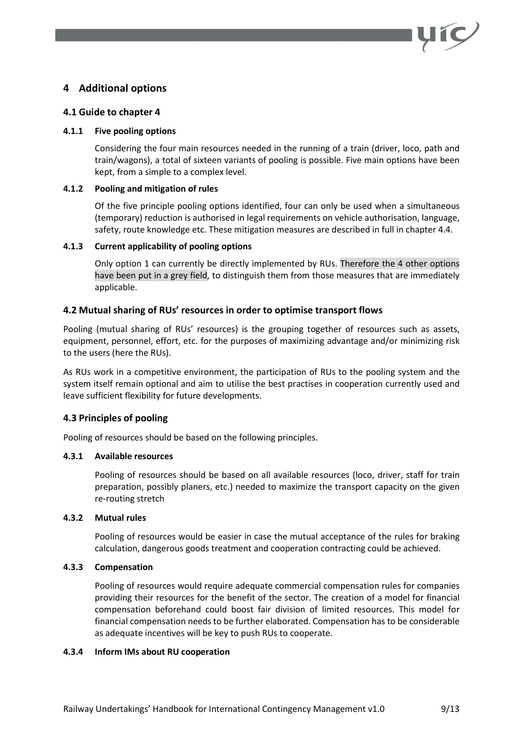# 4 Additional options

## 4.1 Guide to chapter 4

### 4.1.1 Five pooling options

Considering the four main resources needed in the running of a train (driver, loco, path and train/wagons), a total of sixteen variants of pooling is possible. Five main options have been kept, from a simple to a complex level.

### 4.1.2 Pooling and mitigation of rules

Of the five principle pooling options identified, four can only be used when a simultaneous (temporary) reduction is authorised in legal requirements on vehicle authorisation, language, safety, route knowledge etc. These mitigation measures are described in full in chapter 4.4.

### 4.1.3 Current applicability of pooling options

Only option 1 can currently be directly implemented by RUs. Therefore the 4 other options have been put in a grey field, to distinguish them from those measures that are immediately applicable.

## 4.2 Mutual sharing of RUs' resources in order to optimise transport flows

Pooling (mutual sharing of RUs' resources) is the grouping together of resources such as assets, equipment, personnel, effort, etc. for the purposes of maximizing advantage and/or minimizing risk to the users (here the RUs).

As RUs work in a competitive environment, the participation of RUs to the pooling system and the system itself remain optional and aim to utilise the best practises in cooperation currently used and leave sufficient flexibility for future developments.

## 4.3 Principles of pooling

Pooling of resources should be based on the following principles.

### 4.3.1 Available resources

Pooling of resources should be based on all available resources (loco, driver, staff for train preparation, possibly planers, etc.) needed to maximize the transport capacity on the given re-routing stretch

### 4.3.2 Mutual rules

Pooling of resources would be easier in case the mutual acceptance of the rules for braking calculation, dangerous goods treatment and cooperation contracting could be achieved.

### 4.3.3 Compensation

Pooling of resources would require adequate commercial compensation rules for companies providing their resources for the benefit of the sector. The creation of a model for financial compensation beforehand could boost fair division of limited resources. This model for financial compensation needs to be further elaborated. Compensation has to be considerable as adequate incentives will be key to push RUs to cooperate.

### 4.3.4 Inform IMs about RU cooperation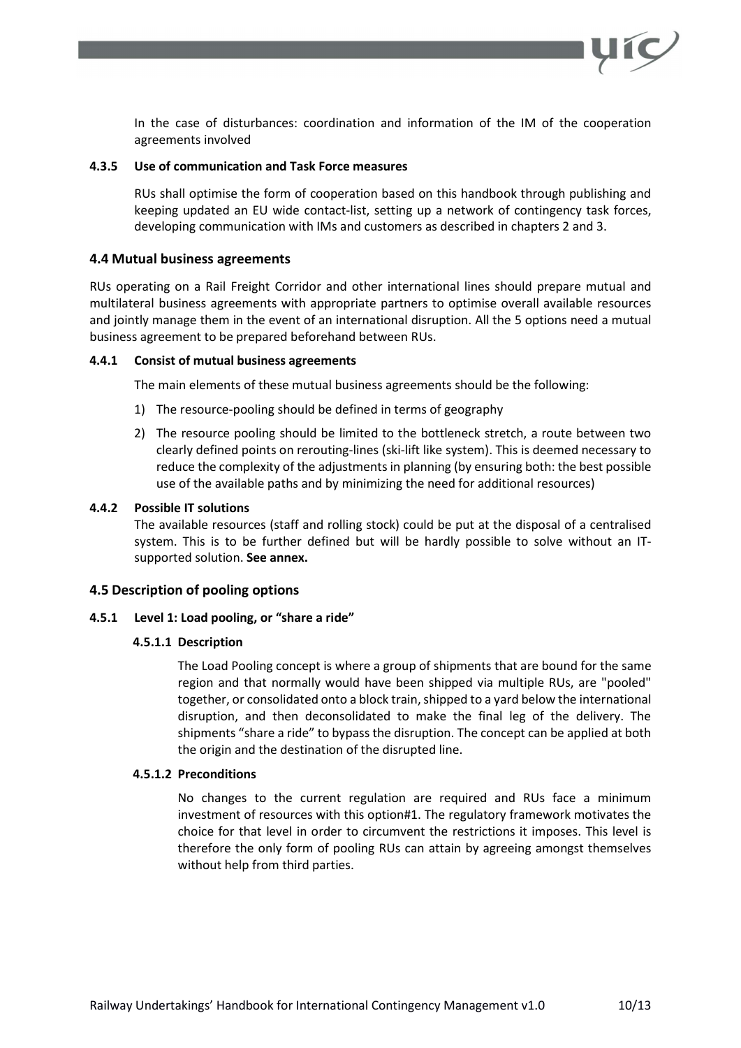In the case of disturbances: coordination and information of the IM of the cooperation agreements involved

#### 4.3.5 Use of communication and Task Force measures

RUs shall optimise the form of cooperation based on this handbook through publishing and keeping updated an EU wide contact-list, setting up a network of contingency task forces, developing communication with IMs and customers as described in chapters 2 and 3.

### 4.4 Mutual business agreements

RUs operating on a Rail Freight Corridor and other international lines should prepare mutual and multilateral business agreements with appropriate partners to optimise overall available resources and jointly manage them in the event of an international disruption. All the 5 options need a mutual business agreement to be prepared beforehand between RUs.

#### 4.4.1 Consist of mutual business agreements

The main elements of these mutual business agreements should be the following:

1) The resource-pooling should be defined in terms of geography
2) The resource pooling should be limited to the bottleneck stretch, a route between two clearly defined points on rerouting-lines (ski-lift like system). This is deemed necessary to reduce the complexity of the adjustments in planning (by ensuring both: the best possible use of the available paths and by minimizing the need for additional resources)

#### 4.4.2 Possible IT solutions

The available resources (staff and rolling stock) could be put at the disposal of a centralised system. This is to be further defined but will be hardly possible to solve without an IT-supported solution. **See annex.**

### 4.5 Description of pooling options

#### 4.5.1 Level 1: Load pooling, or "share a ride"

##### 4.5.1.1 Description

The Load Pooling concept is where a group of shipments that are bound for the same region and that normally would have been shipped via multiple RUs, are "pooled" together, or consolidated onto a block train, shipped to a yard below the international disruption, and then deconsolidated to make the final leg of the delivery. The shipments "share a ride" to bypass the disruption. The concept can be applied at both the origin and the destination of the disrupted line.

##### 4.5.1.2 Preconditions

No changes to the current regulation are required and RUs face a minimum investment of resources with this option#1. The regulatory framework motivates the choice for that level in order to circumvent the restrictions it imposes. This level is therefore the only form of pooling RUs can attain by agreeing amongst themselves without help from third parties.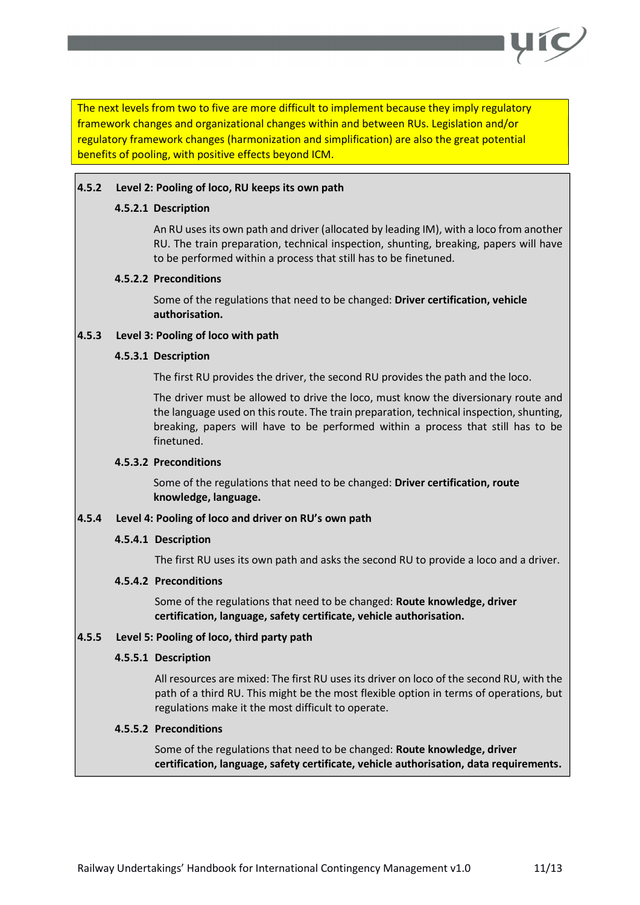The next levels from two to five are more difficult to implement because they imply regulatory framework changes and organizational changes within and between RUs. Legislation and/or regulatory framework changes (harmonization and simplification) are also the great potential benefits of pooling, with positive effects beyond ICM.

### 4.5.2 Level 2: Pooling of loco, RU keeps its own path

#### 4.5.2.1 Description

An RU uses its own path and driver (allocated by leading IM), with a loco from another RU. The train preparation, technical inspection, shunting, breaking, papers will have to be performed within a process that still has to be finetuned.

#### 4.5.2.2 Preconditions

Some of the regulations that need to be changed: **Driver certification, vehicle authorisation.**

### 4.5.3 Level 3: Pooling of loco with path

#### 4.5.3.1 Description

The first RU provides the driver, the second RU provides the path and the loco.

The driver must be allowed to drive the loco, must know the diversionary route and the language used on this route. The train preparation, technical inspection, shunting, breaking, papers will have to be performed within a process that still has to be finetuned.

#### 4.5.3.2 Preconditions

Some of the regulations that need to be changed: **Driver certification, route knowledge, language.**

### 4.5.4 Level 4: Pooling of loco and driver on RU's own path

#### 4.5.4.1 Description

The first RU uses its own path and asks the second RU to provide a loco and a driver.

#### 4.5.4.2 Preconditions

Some of the regulations that need to be changed: **Route knowledge, driver certification, language, safety certificate, vehicle authorisation.**

### 4.5.5 Level 5: Pooling of loco, third party path

#### 4.5.5.1 Description

All resources are mixed: The first RU uses its driver on loco of the second RU, with the path of a third RU. This might be the most flexible option in terms of operations, but regulations make it the most difficult to operate.

#### 4.5.5.2 Preconditions

Some of the regulations that need to be changed: **Route knowledge, driver certification, language, safety certificate, vehicle authorisation, data requirements.**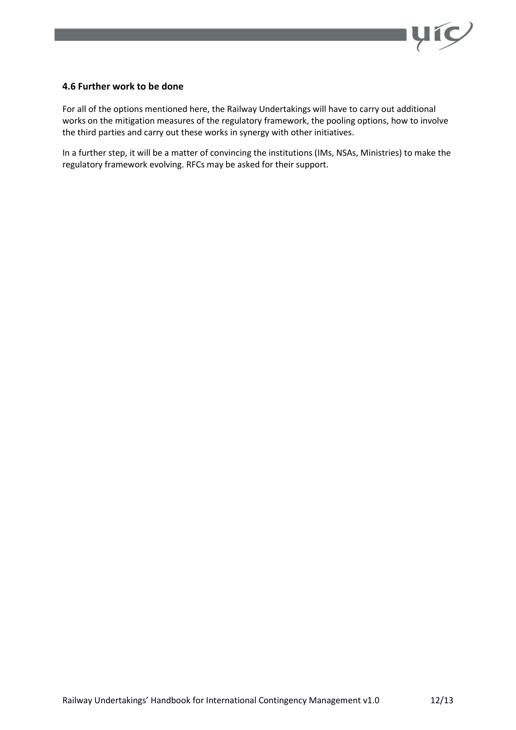### 4.6 Further work to be done

For all of the options mentioned here, the Railway Undertakings will have to carry out additional works on the mitigation measures of the regulatory framework, the pooling options, how to involve the third parties and carry out these works in synergy with other initiatives.

In a further step, it will be a matter of convincing the institutions (IMs, NSAs, Ministries) to make the regulatory framework evolving. RFCs may be asked for their support.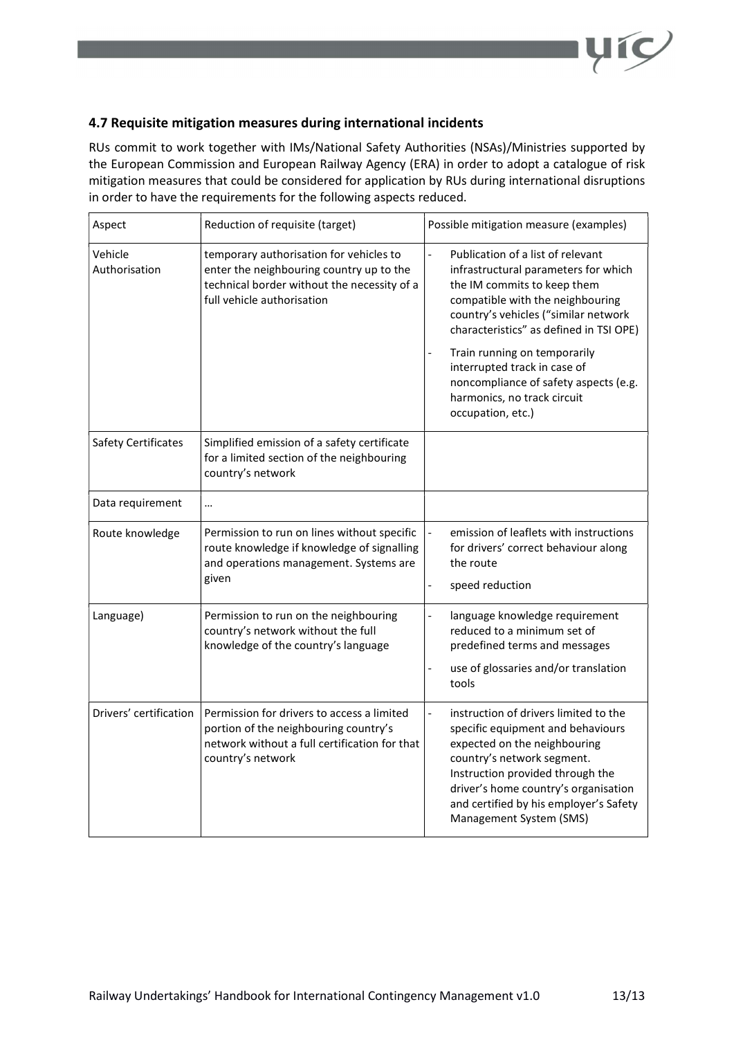### 4.7 Requisite mitigation measures during international incidents

RUs commit to work together with IMs/National Safety Authorities (NSAs)/Ministries supported by the European Commission and European Railway Agency (ERA) in order to adopt a catalogue of risk mitigation measures that could be considered for application by RUs during international disruptions in order to have the requirements for the following aspects reduced.

| Aspect | Reduction of requisite (target) | Possible mitigation measure (examples) |
|---|---|---|
| Vehicle Authorisation | temporary authorisation for vehicles to enter the neighbouring country up to the technical border without the necessity of a full vehicle authorisation | - Publication of a list of relevant infrastructural parameters for which the IM commits to keep them compatible with the neighbouring country's vehicles ("similar network characteristics" as defined in TSI OPE)<br>- Train running on temporarily interrupted track in case of noncompliance of safety aspects (e.g. harmonics, no track circuit occupation, etc.) |
| Safety Certificates | Simplified emission of a safety certificate for a limited section of the neighbouring country's network | |
| Data requirement | … | |
| Route knowledge | Permission to run on lines without specific route knowledge if knowledge of signalling and operations management. Systems are given | - emission of leaflets with instructions for drivers' correct behaviour along the route<br>- speed reduction |
| Language) | Permission to run on the neighbouring country's network without the full knowledge of the country's language | - language knowledge requirement reduced to a minimum set of predefined terms and messages<br>- use of glossaries and/or translation tools |
| Drivers' certification | Permission for drivers to access a limited portion of the neighbouring country's network without a full certification for that country's network | - instruction of drivers limited to the specific equipment and behaviours expected on the neighbouring country's network segment. Instruction provided through the driver's home country's organisation and certified by his employer's Safety Management System (SMS) |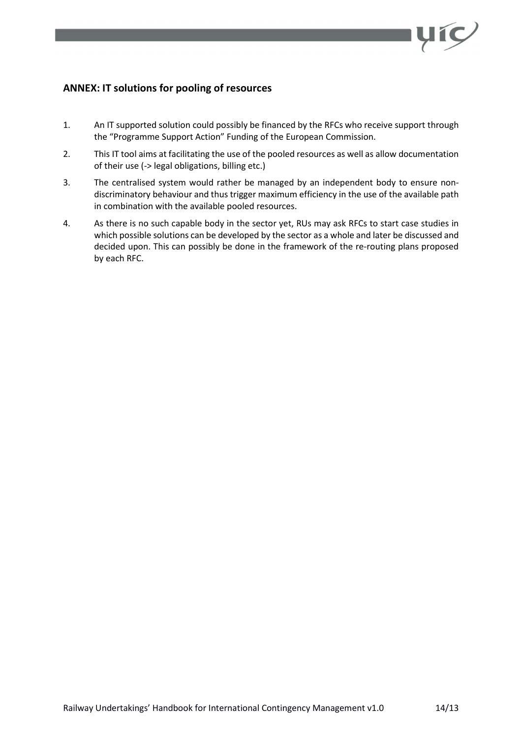## ANNEX: IT solutions for pooling of resources

1. An IT supported solution could possibly be financed by the RFCs who receive support through the "Programme Support Action" Funding of the European Commission.
2. This IT tool aims at facilitating the use of the pooled resources as well as allow documentation of their use (-> legal obligations, billing etc.)
3. The centralised system would rather be managed by an independent body to ensure non-discriminatory behaviour and thus trigger maximum efficiency in the use of the available path in combination with the available pooled resources.
4. As there is no such capable body in the sector yet, RUs may ask RFCs to start case studies in which possible solutions can be developed by the sector as a whole and later be discussed and decided upon. This can possibly be done in the framework of the re-routing plans proposed by each RFC.